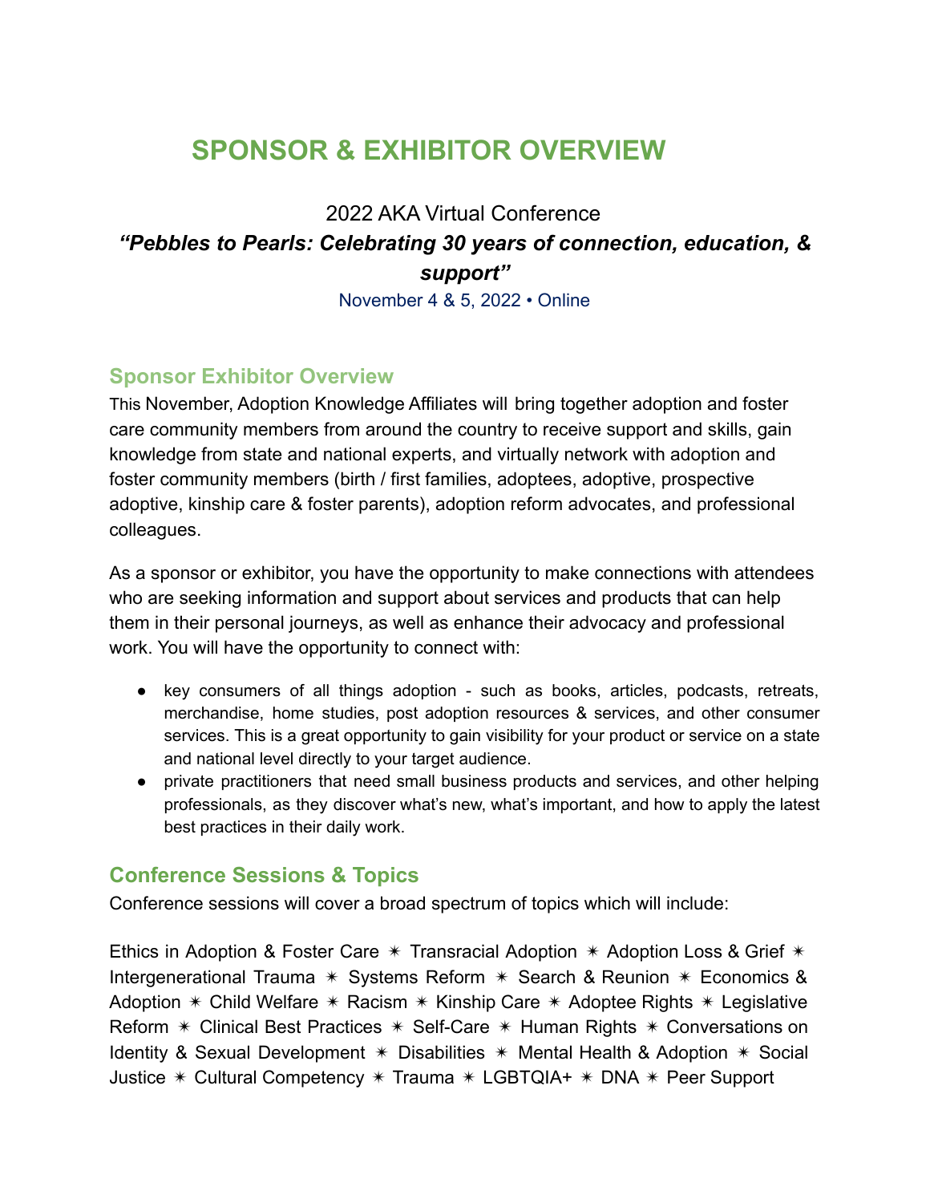# SPONSOR & EXHIBITOR OVERVIEW

2022 AKA Virtual Conference

***"Pebbles to Pearls: Celebrating 30 years of connection, education, & support"***

November 4 & 5, 2022 • Online

## Sponsor Exhibitor Overview

This November, Adoption Knowledge Affiliates will bring together adoption and foster care community members from around the country to receive support and skills, gain knowledge from state and national experts, and virtually network with adoption and foster community members (birth / first families, adoptees, adoptive, prospective adoptive, kinship care & foster parents), adoption reform advocates, and professional colleagues.

As a sponsor or exhibitor, you have the opportunity to make connections with attendees who are seeking information and support about services and products that can help them in their personal journeys, as well as enhance their advocacy and professional work. You will have the opportunity to connect with:

- key consumers of all things adoption - such as books, articles, podcasts, retreats, merchandise, home studies, post adoption resources & services, and other consumer services. This is a great opportunity to gain visibility for your product or service on a state and national level directly to your target audience.
- private practitioners that need small business products and services, and other helping professionals, as they discover what's new, what's important, and how to apply the latest best practices in their daily work.

## Conference Sessions & Topics

Conference sessions will cover a broad spectrum of topics which will include:

Ethics in Adoption & Foster Care ✴ Transracial Adoption ✴ Adoption Loss & Grief ✴ Intergenerational Trauma ✴ Systems Reform ✴ Search & Reunion ✴ Economics & Adoption ✴ Child Welfare ✴ Racism ✴ Kinship Care ✴ Adoptee Rights ✴ Legislative Reform ✴ Clinical Best Practices ✴ Self-Care ✴ Human Rights ✴ Conversations on Identity & Sexual Development ✴ Disabilities ✴ Mental Health & Adoption ✴ Social Justice ✴ Cultural Competency ✴ Trauma ✴ LGBTQIA+ ✴ DNA ✴ Peer Support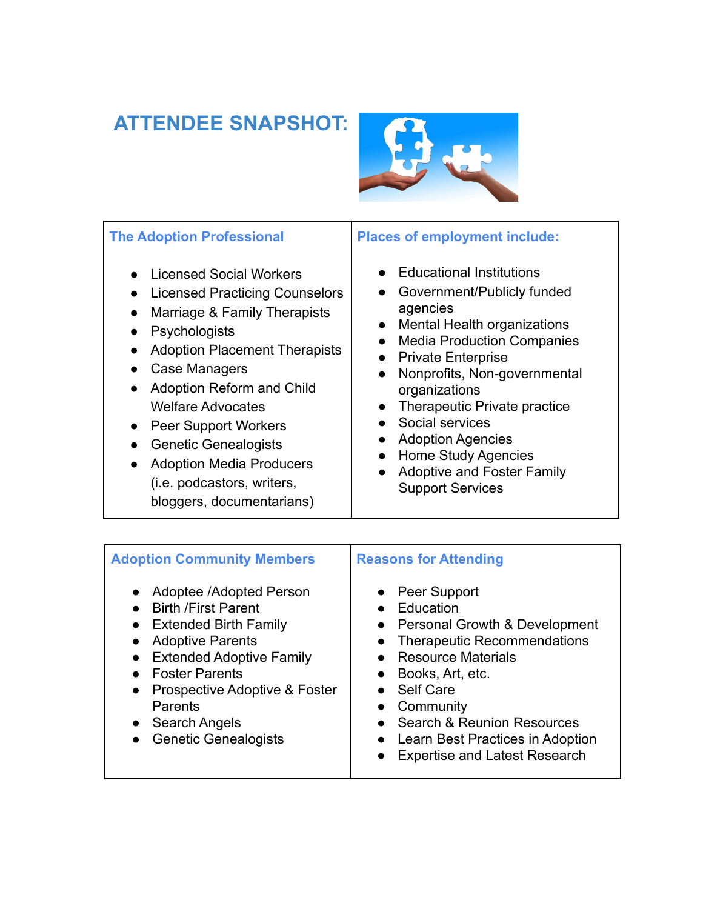## ATTENDEE SNAPSHOT:

| The Adoption Professional | Places of employment include: |
|---|---|
| • Licensed Social Workers<br>• Licensed Practicing Counselors<br>• Marriage & Family Therapists<br>• Psychologists<br>• Adoption Placement Therapists<br>• Case Managers<br>• Adoption Reform and Child Welfare Advocates<br>• Peer Support Workers<br>• Genetic Genealogists<br>• Adoption Media Producers (i.e. podcastors, writers, bloggers, documentarians) | • Educational Institutions<br>• Government/Publicly funded agencies<br>• Mental Health organizations<br>• Media Production Companies<br>• Private Enterprise<br>• Nonprofits, Non-governmental organizations<br>• Therapeutic Private practice<br>• Social services<br>• Adoption Agencies<br>• Home Study Agencies<br>• Adoptive and Foster Family Support Services |

| Adoption Community Members | Reasons for Attending |
|---|---|
| • Adoptee /Adopted Person<br>• Birth /First Parent<br>• Extended Birth Family<br>• Adoptive Parents<br>• Extended Adoptive Family<br>• Foster Parents<br>• Prospective Adoptive & Foster Parents<br>• Search Angels<br>• Genetic Genealogists | • Peer Support<br>• Education<br>• Personal Growth & Development<br>• Therapeutic Recommendations<br>• Resource Materials<br>• Books, Art, etc.<br>• Self Care<br>• Community<br>• Search & Reunion Resources<br>• Learn Best Practices in Adoption<br>• Expertise and Latest Research |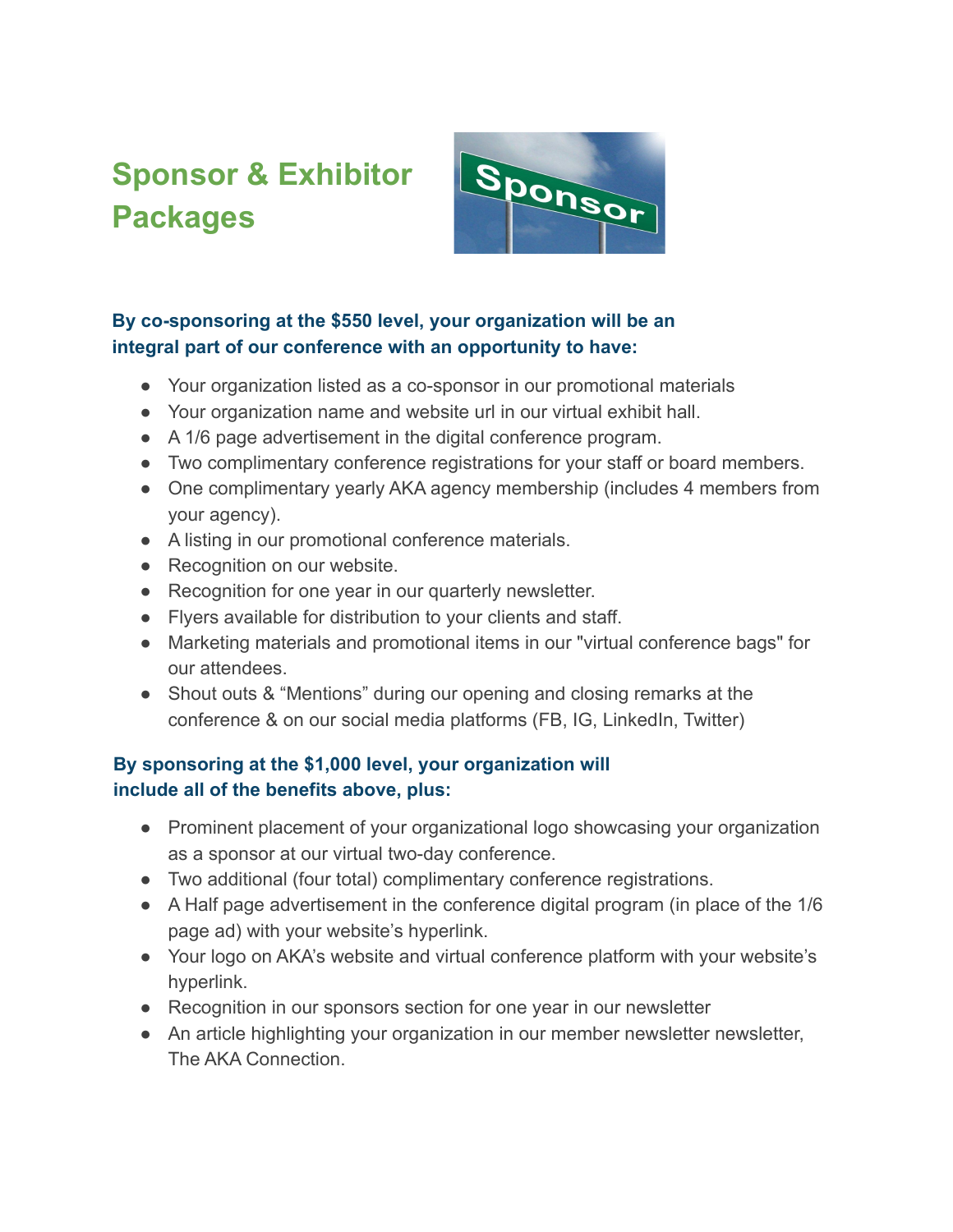# Sponsor & Exhibitor Packages

**By co-sponsoring at the $550 level, your organization will be an integral part of our conference with an opportunity to have:**

- Your organization listed as a co-sponsor in our promotional materials
- Your organization name and website url in our virtual exhibit hall.
- A 1/6 page advertisement in the digital conference program.
- Two complimentary conference registrations for your staff or board members.
- One complimentary yearly AKA agency membership (includes 4 members from your agency).
- A listing in our promotional conference materials.
- Recognition on our website.
- Recognition for one year in our quarterly newsletter.
- Flyers available for distribution to your clients and staff.
- Marketing materials and promotional items in our "virtual conference bags" for our attendees.
- Shout outs & "Mentions" during our opening and closing remarks at the conference & on our social media platforms (FB, IG, LinkedIn, Twitter)

**By sponsoring at the $1,000 level, your organization will include all of the benefits above, plus:**

- Prominent placement of your organizational logo showcasing your organization as a sponsor at our virtual two-day conference.
- Two additional (four total) complimentary conference registrations.
- A Half page advertisement in the conference digital program (in place of the 1/6 page ad) with your website's hyperlink.
- Your logo on AKA's website and virtual conference platform with your website's hyperlink.
- Recognition in our sponsors section for one year in our newsletter
- An article highlighting your organization in our member newsletter newsletter, The AKA Connection.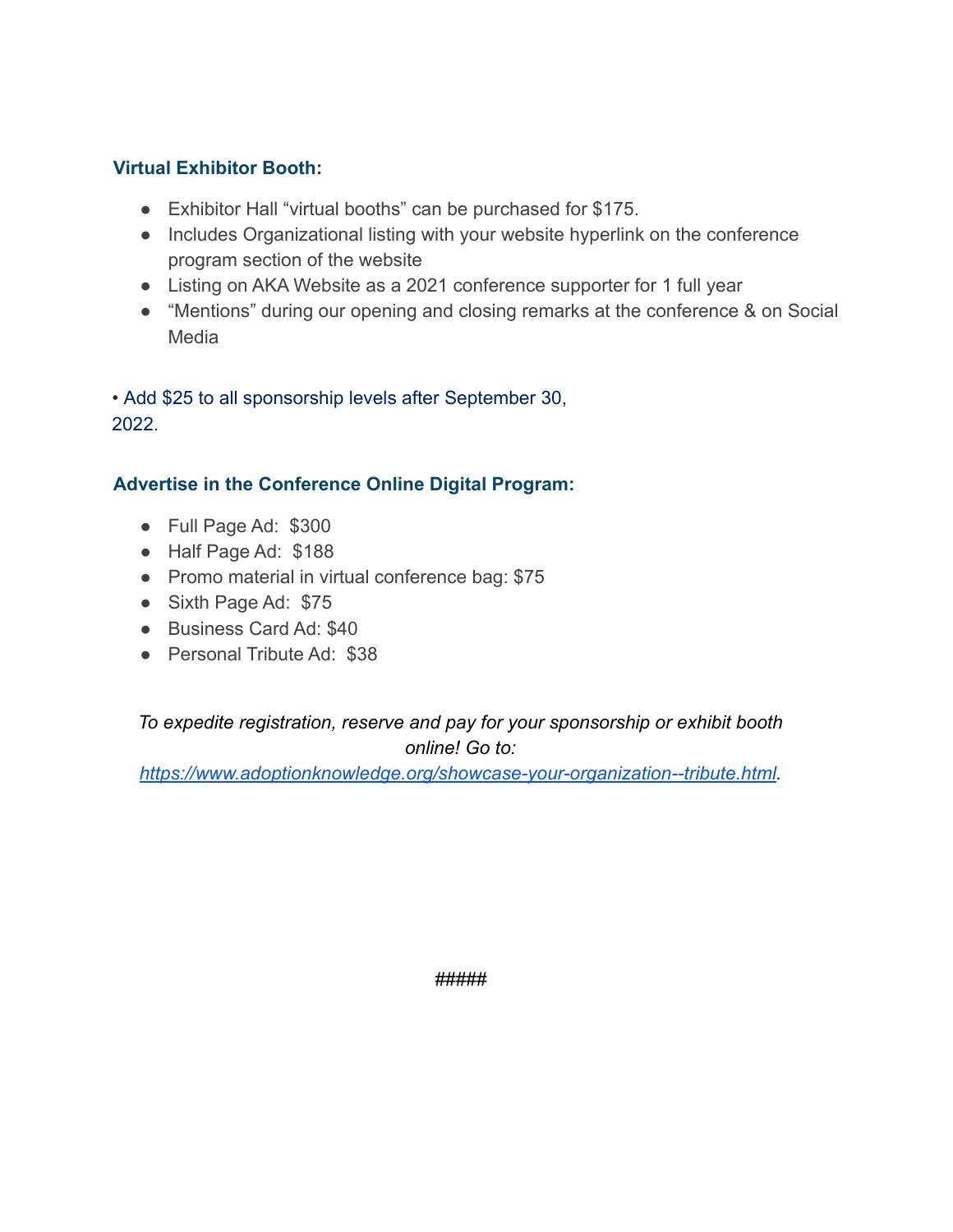**Virtual Exhibitor Booth:**

- Exhibitor Hall “virtual booths” can be purchased for $175.
- Includes Organizational listing with your website hyperlink on the conference program section of the website
- Listing on AKA Website as a 2021 conference supporter for 1 full year
- “Mentions” during our opening and closing remarks at the conference & on Social Media

• Add $25 to all sponsorship levels after September 30, 2022.

**Advertise in the Conference Online Digital Program:**

- Full Page Ad: $300
- Half Page Ad: $188
- Promo material in virtual conference bag: $75
- Sixth Page Ad: $75
- Business Card Ad: $40
- Personal Tribute Ad: $38

*To expedite registration, reserve and pay for your sponsorship or exhibit booth online! Go to: [https://www.adoptionknowledge.org/showcase-your-organization--tribute.html](https://www.adoptionknowledge.org/showcase-your-organization--tribute.html).*

#####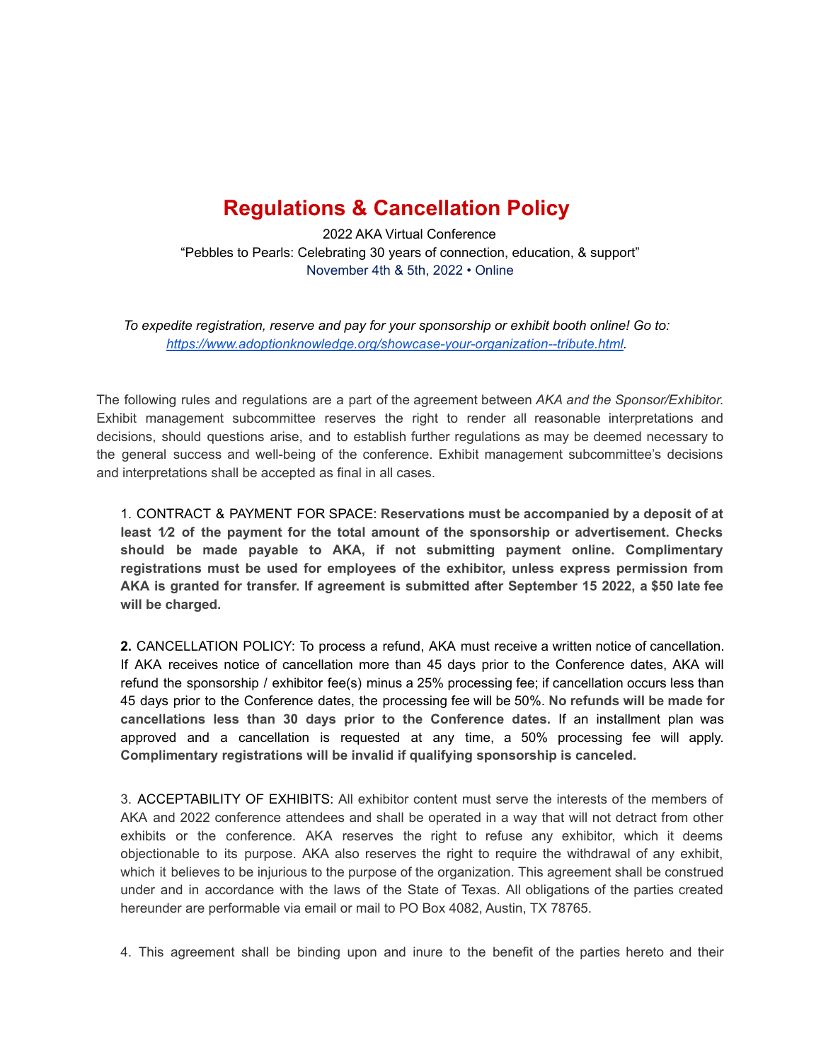# Regulations & Cancellation Policy

2022 AKA Virtual Conference
"Pebbles to Pearls: Celebrating 30 years of connection, education, & support"
November 4th & 5th, 2022 • Online

*To expedite registration, reserve and pay for your sponsorship or exhibit booth online! Go to: [https://www.adoptionknowledge.org/showcase-your-organization--tribute.html](https://www.adoptionknowledge.org/showcase-your-organization--tribute.html).*

The following rules and regulations are a part of the agreement between *AKA and the Sponsor/Exhibitor.* Exhibit management subcommittee reserves the right to render all reasonable interpretations and decisions, should questions arise, and to establish further regulations as may be deemed necessary to the general success and well-being of the conference. Exhibit management subcommittee's decisions and interpretations shall be accepted as final in all cases.

1. CONTRACT & PAYMENT FOR SPACE: **Reservations must be accompanied by a deposit of at least 1⁄2 of the payment for the total amount of the sponsorship or advertisement. Checks should be made payable to AKA, if not submitting payment online. Complimentary registrations must be used for employees of the exhibitor, unless express permission from AKA is granted for transfer. If agreement is submitted after September 15 2022, a $50 late fee will be charged.**

**2.** CANCELLATION POLICY: To process a refund, AKA must receive a written notice of cancellation. If AKA receives notice of cancellation more than 45 days prior to the Conference dates, AKA will refund the sponsorship / exhibitor fee(s) minus a 25% processing fee; if cancellation occurs less than 45 days prior to the Conference dates, the processing fee will be 50%. **No refunds will be made for cancellations less than 30 days prior to the Conference dates.** If an installment plan was approved and a cancellation is requested at any time, a 50% processing fee will apply. **Complimentary registrations will be invalid if qualifying sponsorship is canceled.**

3. ACCEPTABILITY OF EXHIBITS: All exhibitor content must serve the interests of the members of AKA and 2022 conference attendees and shall be operated in a way that will not detract from other exhibits or the conference. AKA reserves the right to refuse any exhibitor, which it deems objectionable to its purpose. AKA also reserves the right to require the withdrawal of any exhibit, which it believes to be injurious to the purpose of the organization. This agreement shall be construed under and in accordance with the laws of the State of Texas. All obligations of the parties created hereunder are performable via email or mail to PO Box 4082, Austin, TX 78765.

4. This agreement shall be binding upon and inure to the benefit of the parties hereto and their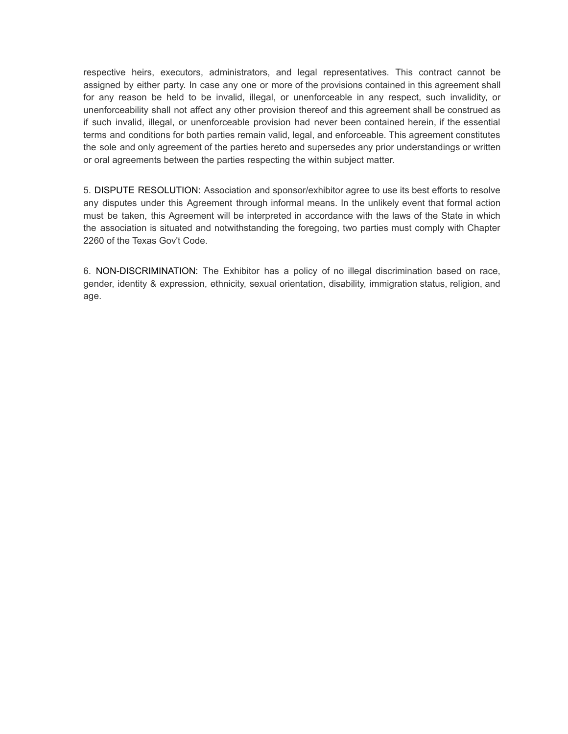respective heirs, executors, administrators, and legal representatives. This contract cannot be assigned by either party. In case any one or more of the provisions contained in this agreement shall for any reason be held to be invalid, illegal, or unenforceable in any respect, such invalidity, or unenforceability shall not affect any other provision thereof and this agreement shall be construed as if such invalid, illegal, or unenforceable provision had never been contained herein, if the essential terms and conditions for both parties remain valid, legal, and enforceable. This agreement constitutes the sole and only agreement of the parties hereto and supersedes any prior understandings or written or oral agreements between the parties respecting the within subject matter.

5. DISPUTE RESOLUTION: Association and sponsor/exhibitor agree to use its best efforts to resolve any disputes under this Agreement through informal means. In the unlikely event that formal action must be taken, this Agreement will be interpreted in accordance with the laws of the State in which the association is situated and notwithstanding the foregoing, two parties must comply with Chapter 2260 of the Texas Gov't Code.

6. NON-DISCRIMINATION: The Exhibitor has a policy of no illegal discrimination based on race, gender, identity & expression, ethnicity, sexual orientation, disability, immigration status, religion, and age.